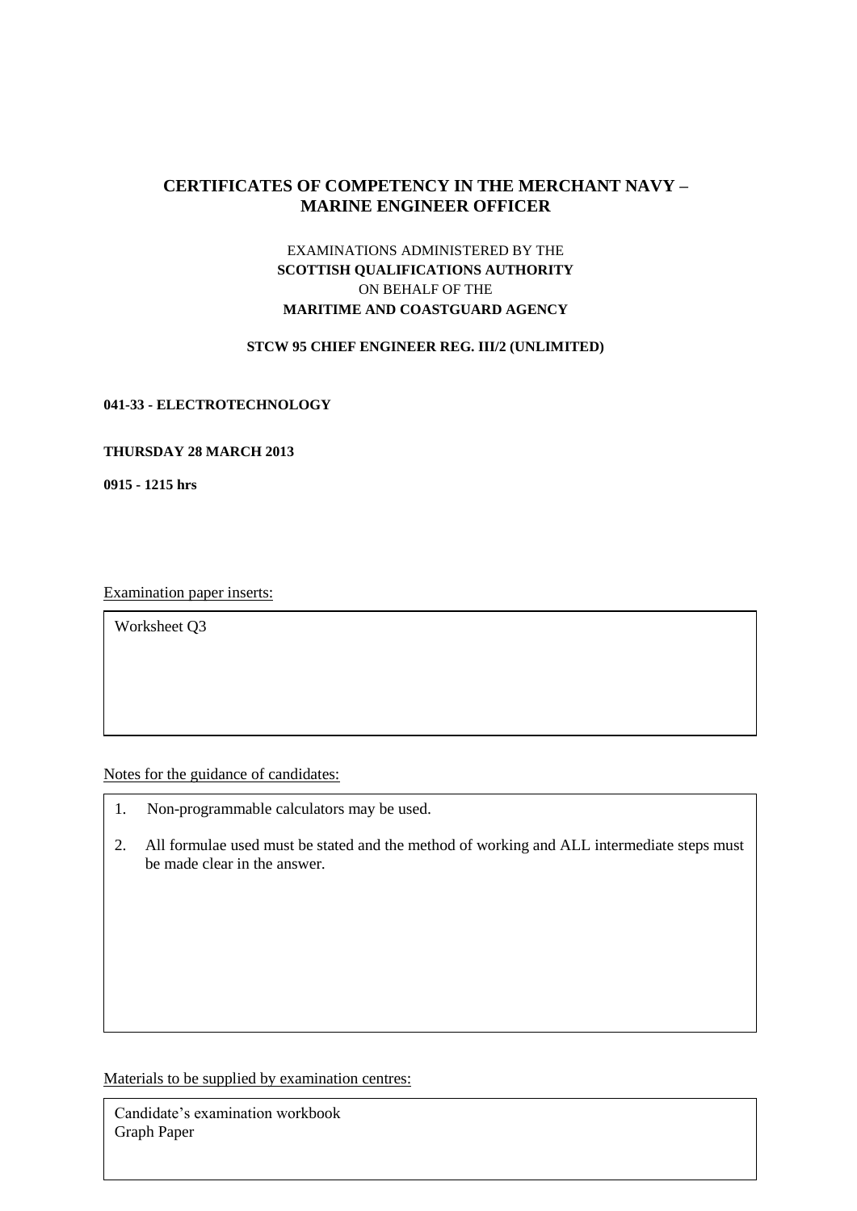# CERTIFICATES OF COMPETENCY IN THE MERCHANT NAVY – MARINE ENGINEER OFFICER

EXAMINATIONS ADMINISTERED BY THE
**SCOTTISH QUALIFICATIONS AUTHORITY**
ON BEHALF OF THE
**MARITIME AND COASTGUARD AGENCY**

**STCW 95 CHIEF ENGINEER REG. III/2 (UNLIMITED)**

**041-33 - ELECTROTECHNOLOGY**

**THURSDAY 28 MARCH 2013**

**0915 - 1215 hrs**

Examination paper inserts:

Worksheet Q3

Notes for the guidance of candidates:

1. Non-programmable calculators may be used.
2. All formulae used must be stated and the method of working and ALL intermediate steps must be made clear in the answer.

Materials to be supplied by examination centres:

Candidate's examination workbook
Graph Paper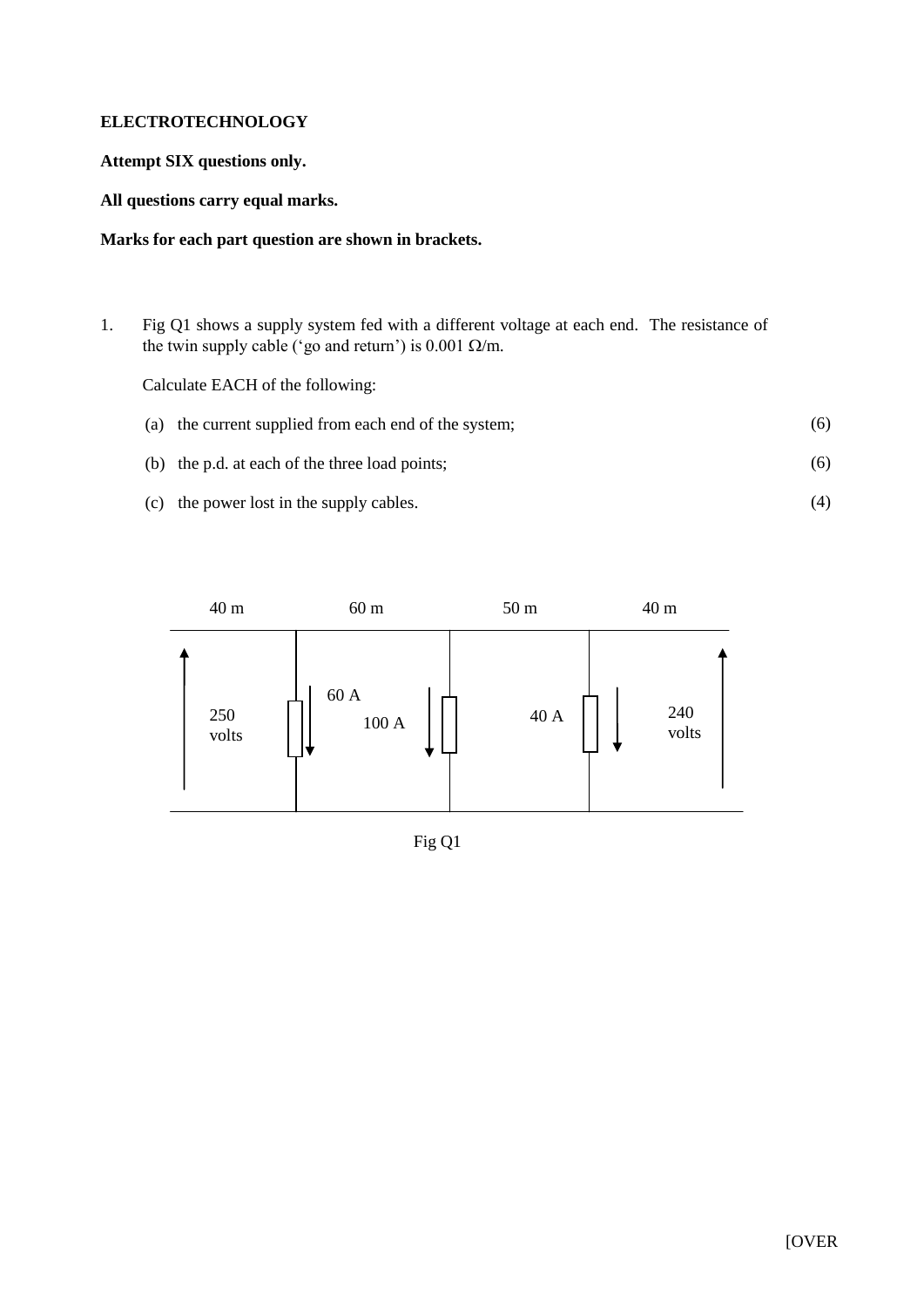**ELECTROTECHNOLOGY**

**Attempt SIX questions only.**

**All questions carry equal marks.**

**Marks for each part question are shown in brackets.**

1. Fig Q1 shows a supply system fed with a different voltage at each end. The resistance of the twin supply cable ('go and return') is 0.001 Ω/m.

   Calculate EACH of the following:

   (a) the current supplied from each end of the system; (6)

   (b) the p.d. at each of the three load points; (6)

   (c) the power lost in the supply cables. (4)

Fig Q1

[OVER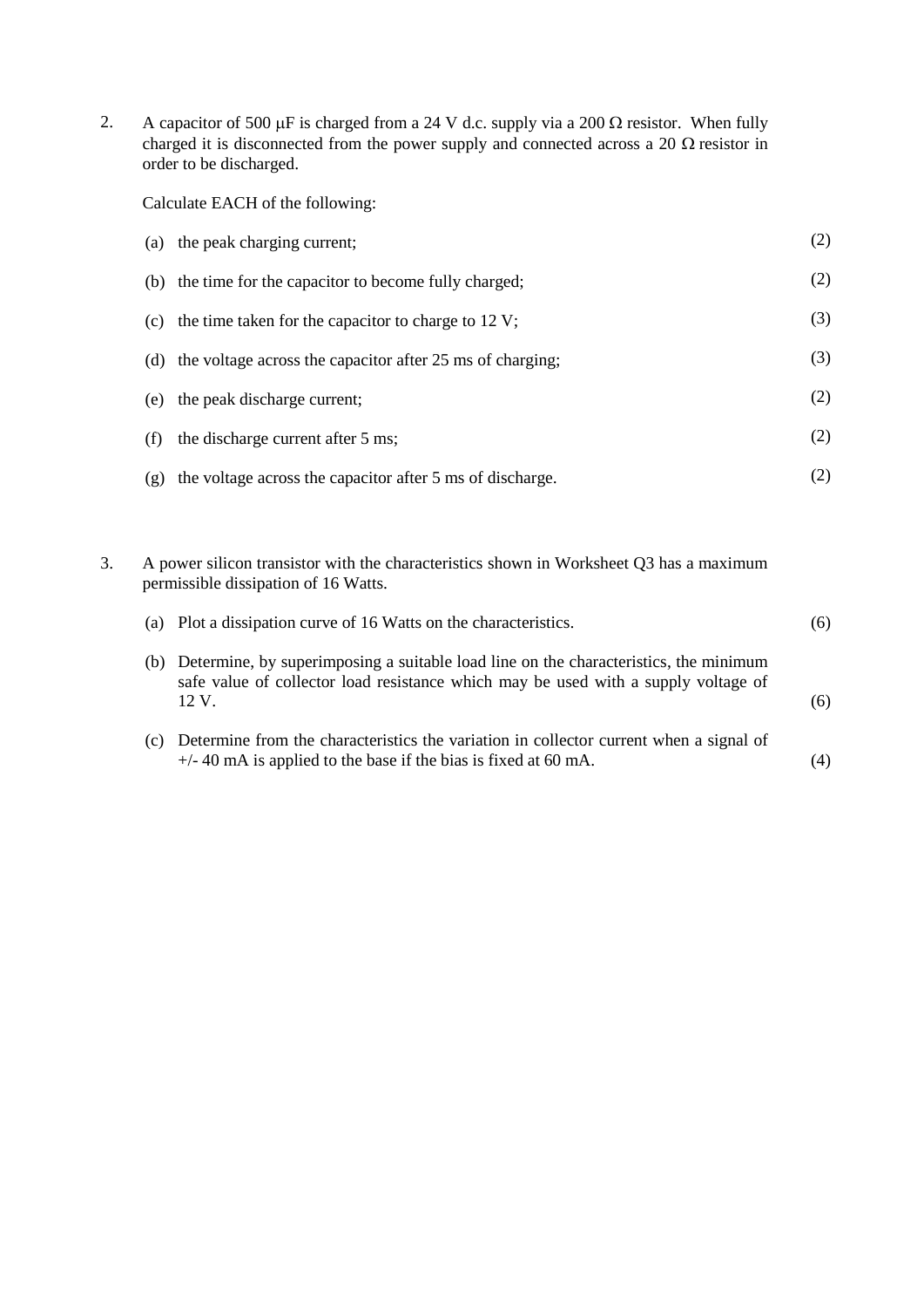2. A capacitor of 500 μF is charged from a 24 V d.c. supply via a 200 Ω resistor. When fully charged it is disconnected from the power supply and connected across a 20 Ω resistor in order to be discharged.

   Calculate EACH of the following:

   (a) the peak charging current; (2)

   (b) the time for the capacitor to become fully charged; (2)

   (c) the time taken for the capacitor to charge to 12 V; (3)

   (d) the voltage across the capacitor after 25 ms of charging; (3)

   (e) the peak discharge current; (2)

   (f) the discharge current after 5 ms; (2)

   (g) the voltage across the capacitor after 5 ms of discharge. (2)

3. A power silicon transistor with the characteristics shown in Worksheet Q3 has a maximum permissible dissipation of 16 Watts.

   (a) Plot a dissipation curve of 16 Watts on the characteristics. (6)

   (b) Determine, by superimposing a suitable load line on the characteristics, the minimum safe value of collector load resistance which may be used with a supply voltage of 12 V. (6)

   (c) Determine from the characteristics the variation in collector current when a signal of +/- 40 mA is applied to the base if the bias is fixed at 60 mA. (4)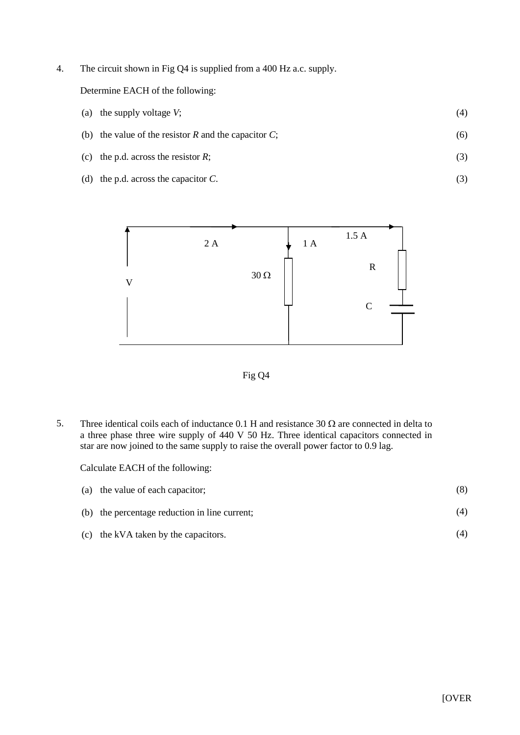4. The circuit shown in Fig Q4 is supplied from a 400 Hz a.c. supply.

   Determine EACH of the following:

   (a) the supply voltage $V$; (4)

   (b) the value of the resistor $R$ and the capacitor $C$; (6)

   (c) the p.d. across the resistor $R$; (3)

   (d) the p.d. across the capacitor $C$. (3)

Fig Q4

5. Three identical coils each of inductance 0.1 H and resistance 30 Ω are connected in delta to a three phase three wire supply of 440 V 50 Hz. Three identical capacitors connected in star are now joined to the same supply to raise the overall power factor to 0.9 lag.

   Calculate EACH of the following:

   (a) the value of each capacitor; (8)

   (b) the percentage reduction in line current; (4)

   (c) the kVA taken by the capacitors. (4)

[OVER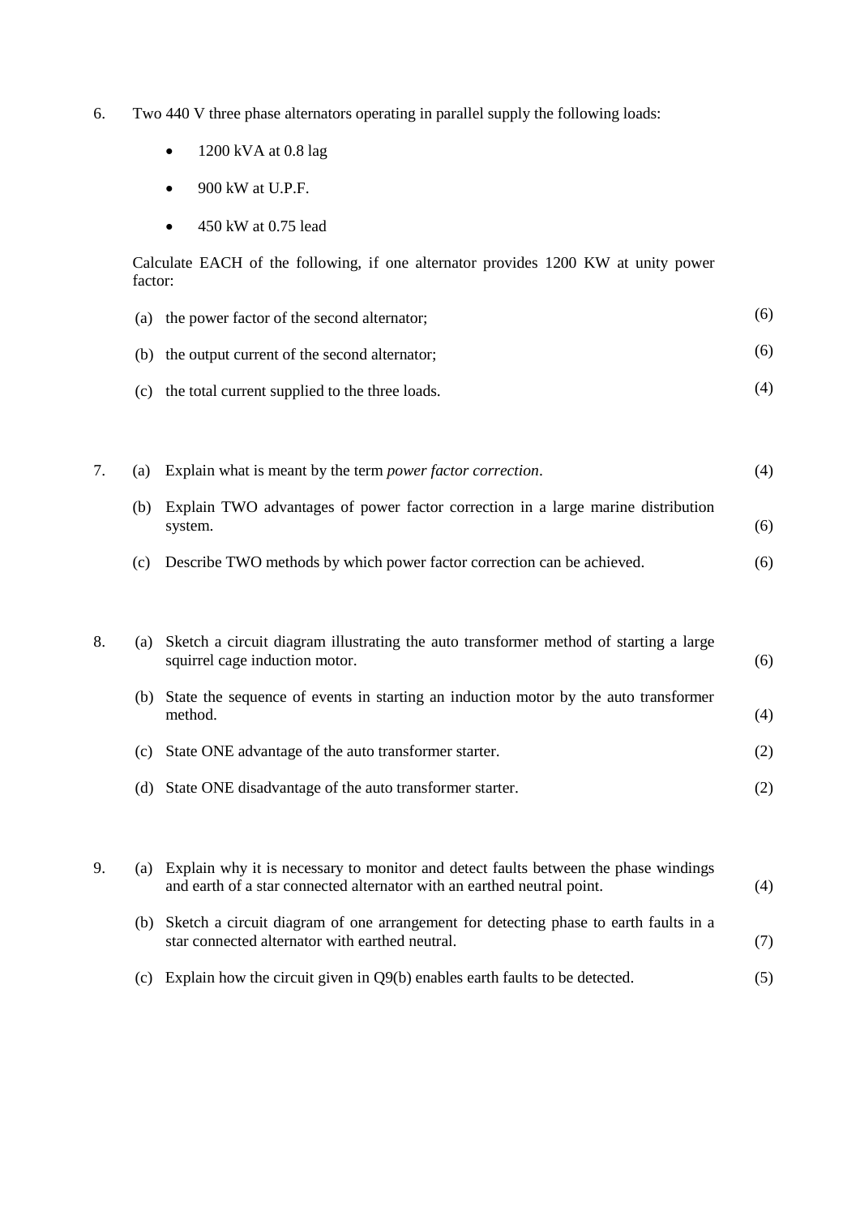6. Two 440 V three phase alternators operating in parallel supply the following loads:

   - 1200 kVA at 0.8 lag
   - 900 kW at U.P.F.
   - 450 kW at 0.75 lead

   Calculate EACH of the following, if one alternator provides 1200 KW at unity power factor:

   (a) the power factor of the second alternator; (6)

   (b) the output current of the second alternator; (6)

   (c) the total current supplied to the three loads. (4)

7. (a) Explain what is meant by the term *power factor correction*. (4)

   (b) Explain TWO advantages of power factor correction in a large marine distribution system. (6)

   (c) Describe TWO methods by which power factor correction can be achieved. (6)

8. (a) Sketch a circuit diagram illustrating the auto transformer method of starting a large squirrel cage induction motor. (6)

   (b) State the sequence of events in starting an induction motor by the auto transformer method. (4)

   (c) State ONE advantage of the auto transformer starter. (2)

   (d) State ONE disadvantage of the auto transformer starter. (2)

9. (a) Explain why it is necessary to monitor and detect faults between the phase windings and earth of a star connected alternator with an earthed neutral point. (4)

   (b) Sketch a circuit diagram of one arrangement for detecting phase to earth faults in a star connected alternator with earthed neutral. (7)

   (c) Explain how the circuit given in Q9(b) enables earth faults to be detected. (5)